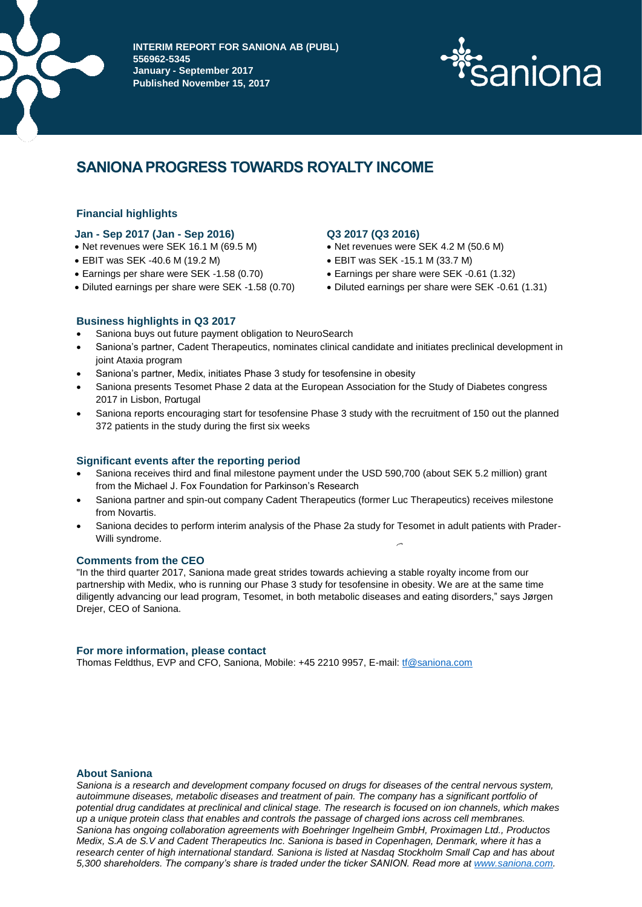**INTERIM REPORT FOR SANIONA AB (PUBL)**
**556962-5345**
**January - September 2017**
**Published November 15, 2017**

# SANIONA PROGRESS TOWARDS ROYALTY INCOME

## Financial highlights

### Jan - Sep 2017 (Jan - Sep 2016)

- Net revenues were SEK 16.1 M (69.5 M)
- EBIT was SEK -40.6 M (19.2 M)
- Earnings per share were SEK -1.58 (0.70)
- Diluted earnings per share were SEK -1.58 (0.70)

### Q3 2017 (Q3 2016)

- Net revenues were SEK 4.2 M (50.6 M)
- EBIT was SEK -15.1 M (33.7 M)
- Earnings per share were SEK -0.61 (1.32)
- Diluted earnings per share were SEK -0.61 (1.31)

## Business highlights in Q3 2017

- Saniona buys out future payment obligation to NeuroSearch
- Saniona's partner, Cadent Therapeutics, nominates clinical candidate and initiates preclinical development in joint Ataxia program
- Saniona's partner, Medix, initiates Phase 3 study for tesofensine in obesity
- Saniona presents Tesomet Phase 2 data at the European Association for the Study of Diabetes congress 2017 in Lisbon, Portugal
- Saniona reports encouraging start for tesofensine Phase 3 study with the recruitment of 150 out the planned 372 patients in the study during the first six weeks

## Significant events after the reporting period

- Saniona receives third and final milestone payment under the USD 590,700 (about SEK 5.2 million) grant from the Michael J. Fox Foundation for Parkinson's Research
- Saniona partner and spin-out company Cadent Therapeutics (former Luc Therapeutics) receives milestone from Novartis.
- Saniona decides to perform interim analysis of the Phase 2a study for Tesomet in adult patients with Prader-Willi syndrome.

## Comments from the CEO

"In the third quarter 2017, Saniona made great strides towards achieving a stable royalty income from our partnership with Medix, who is running our Phase 3 study for tesofensine in obesity. We are at the same time diligently advancing our lead program, Tesomet, in both metabolic diseases and eating disorders," says Jørgen Drejer, CEO of Saniona.

## For more information, please contact

Thomas Feldthus, EVP and CFO, Saniona, Mobile: +45 2210 9957, E-mail: tf@saniona.com

## About Saniona

*Saniona is a research and development company focused on drugs for diseases of the central nervous system, autoimmune diseases, metabolic diseases and treatment of pain. The company has a significant portfolio of potential drug candidates at preclinical and clinical stage. The research is focused on ion channels, which makes up a unique protein class that enables and controls the passage of charged ions across cell membranes. Saniona has ongoing collaboration agreements with Boehringer Ingelheim GmbH, Proximagen Ltd., Productos Medix, S.A de S.V and Cadent Therapeutics Inc. Saniona is based in Copenhagen, Denmark, where it has a research center of high international standard. Saniona is listed at Nasdaq Stockholm Small Cap and has about 5,300 shareholders. The company's share is traded under the ticker SANION. Read more at www.saniona.com.*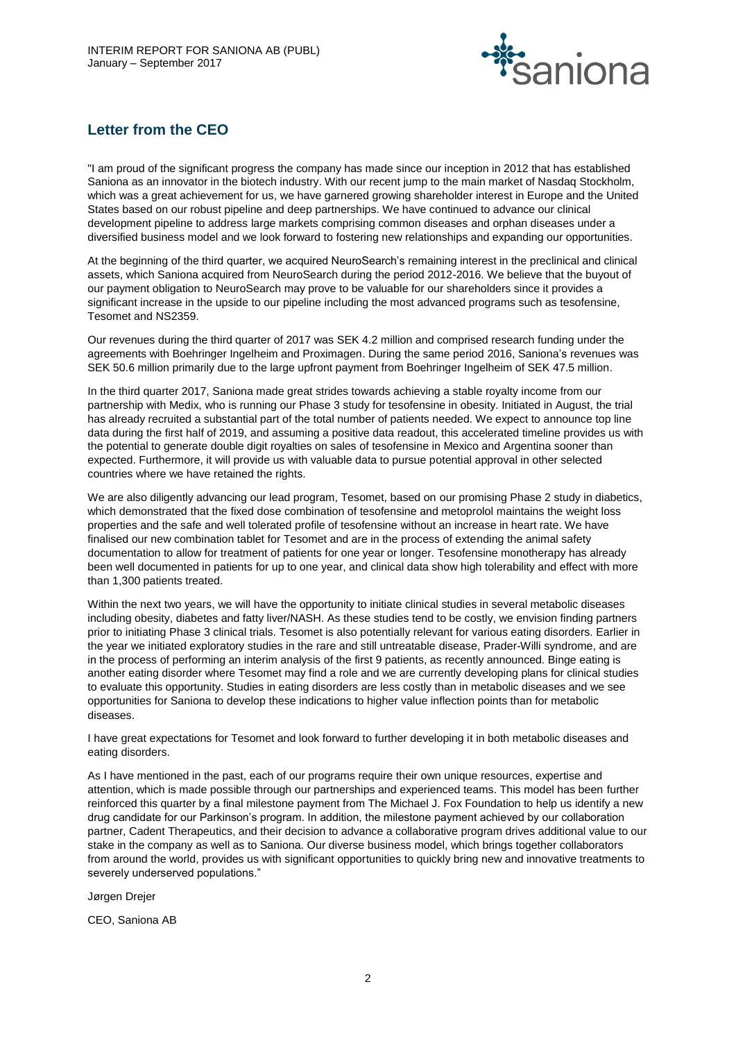## Letter from the CEO

"I am proud of the significant progress the company has made since our inception in 2012 that has established Saniona as an innovator in the biotech industry. With our recent jump to the main market of Nasdaq Stockholm, which was a great achievement for us, we have garnered growing shareholder interest in Europe and the United States based on our robust pipeline and deep partnerships. We have continued to advance our clinical development pipeline to address large markets comprising common diseases and orphan diseases under a diversified business model and we look forward to fostering new relationships and expanding our opportunities.

At the beginning of the third quarter, we acquired NeuroSearch's remaining interest in the preclinical and clinical assets, which Saniona acquired from NeuroSearch during the period 2012-2016. We believe that the buyout of our payment obligation to NeuroSearch may prove to be valuable for our shareholders since it provides a significant increase in the upside to our pipeline including the most advanced programs such as tesofensine, Tesomet and NS2359.

Our revenues during the third quarter of 2017 was SEK 4.2 million and comprised research funding under the agreements with Boehringer Ingelheim and Proximagen. During the same period 2016, Saniona's revenues was SEK 50.6 million primarily due to the large upfront payment from Boehringer Ingelheim of SEK 47.5 million.

In the third quarter 2017, Saniona made great strides towards achieving a stable royalty income from our partnership with Medix, who is running our Phase 3 study for tesofensine in obesity. Initiated in August, the trial has already recruited a substantial part of the total number of patients needed. We expect to announce top line data during the first half of 2019, and assuming a positive data readout, this accelerated timeline provides us with the potential to generate double digit royalties on sales of tesofensine in Mexico and Argentina sooner than expected. Furthermore, it will provide us with valuable data to pursue potential approval in other selected countries where we have retained the rights.

We are also diligently advancing our lead program, Tesomet, based on our promising Phase 2 study in diabetics, which demonstrated that the fixed dose combination of tesofensine and metoprolol maintains the weight loss properties and the safe and well tolerated profile of tesofensine without an increase in heart rate. We have finalised our new combination tablet for Tesomet and are in the process of extending the animal safety documentation to allow for treatment of patients for one year or longer. Tesofensine monotherapy has already been well documented in patients for up to one year, and clinical data show high tolerability and effect with more than 1,300 patients treated.

Within the next two years, we will have the opportunity to initiate clinical studies in several metabolic diseases including obesity, diabetes and fatty liver/NASH. As these studies tend to be costly, we envision finding partners prior to initiating Phase 3 clinical trials. Tesomet is also potentially relevant for various eating disorders. Earlier in the year we initiated exploratory studies in the rare and still untreatable disease, Prader-Willi syndrome, and are in the process of performing an interim analysis of the first 9 patients, as recently announced. Binge eating is another eating disorder where Tesomet may find a role and we are currently developing plans for clinical studies to evaluate this opportunity. Studies in eating disorders are less costly than in metabolic diseases and we see opportunities for Saniona to develop these indications to higher value inflection points than for metabolic diseases.

I have great expectations for Tesomet and look forward to further developing it in both metabolic diseases and eating disorders.

As I have mentioned in the past, each of our programs require their own unique resources, expertise and attention, which is made possible through our partnerships and experienced teams. This model has been further reinforced this quarter by a final milestone payment from The Michael J. Fox Foundation to help us identify a new drug candidate for our Parkinson's program. In addition, the milestone payment achieved by our collaboration partner, Cadent Therapeutics, and their decision to advance a collaborative program drives additional value to our stake in the company as well as to Saniona. Our diverse business model, which brings together collaborators from around the world, provides us with significant opportunities to quickly bring new and innovative treatments to severely underserved populations."

Jørgen Drejer

CEO, Saniona AB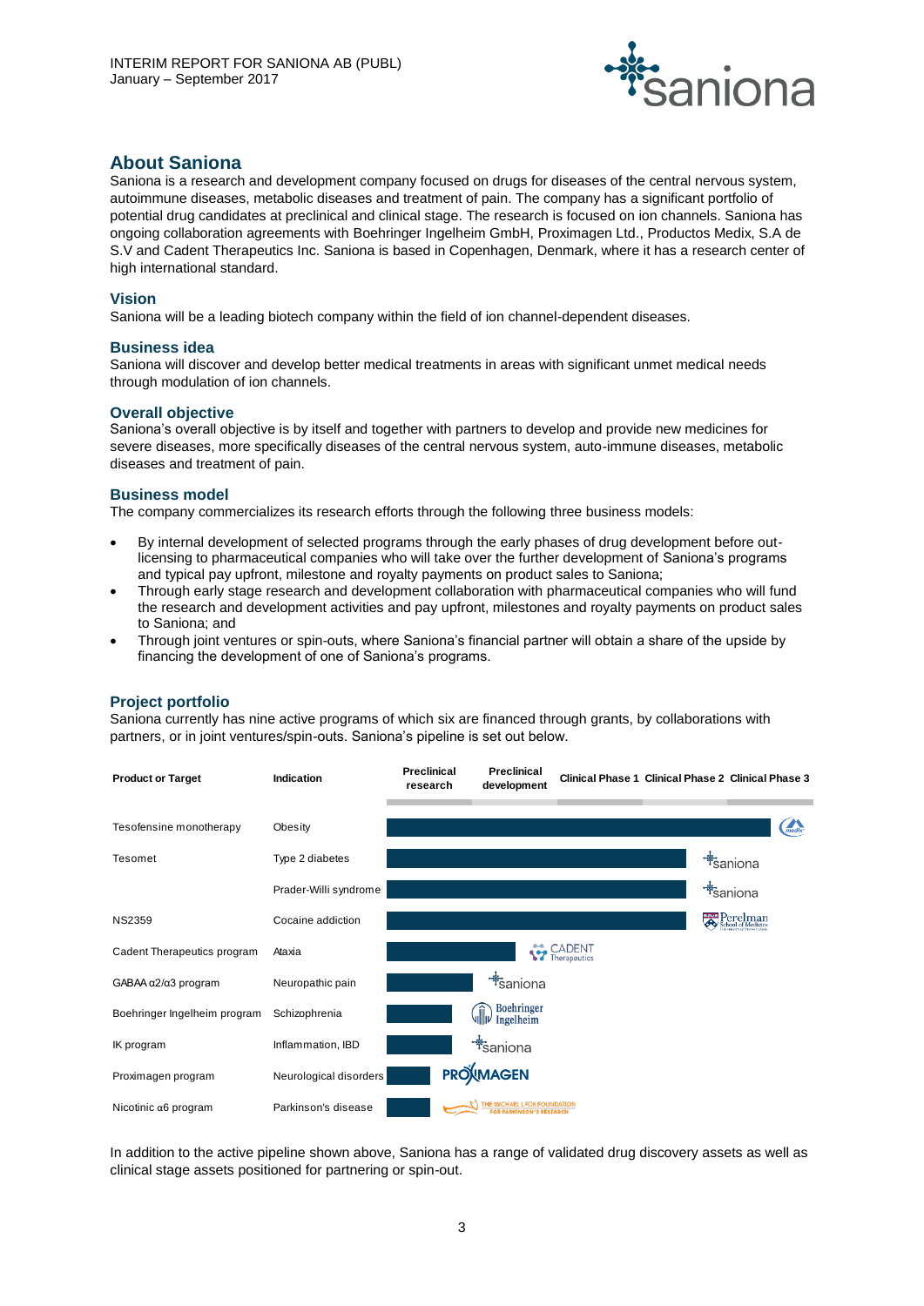## About Saniona

Saniona is a research and development company focused on drugs for diseases of the central nervous system, autoimmune diseases, metabolic diseases and treatment of pain. The company has a significant portfolio of potential drug candidates at preclinical and clinical stage. The research is focused on ion channels. Saniona has ongoing collaboration agreements with Boehringer Ingelheim GmbH, Proximagen Ltd., Productos Medix, S.A de S.V and Cadent Therapeutics Inc. Saniona is based in Copenhagen, Denmark, where it has a research center of high international standard.

### Vision

Saniona will be a leading biotech company within the field of ion channel-dependent diseases.

### Business idea

Saniona will discover and develop better medical treatments in areas with significant unmet medical needs through modulation of ion channels.

### Overall objective

Saniona's overall objective is by itself and together with partners to develop and provide new medicines for severe diseases, more specifically diseases of the central nervous system, auto-immune diseases, metabolic diseases and treatment of pain.

### Business model

The company commercializes its research efforts through the following three business models:

- By internal development of selected programs through the early phases of drug development before out-licensing to pharmaceutical companies who will take over the further development of Saniona's programs and typical pay upfront, milestone and royalty payments on product sales to Saniona;
- Through early stage research and development collaboration with pharmaceutical companies who will fund the research and development activities and pay upfront, milestones and royalty payments on product sales to Saniona; and
- Through joint ventures or spin-outs, where Saniona's financial partner will obtain a share of the upside by financing the development of one of Saniona's programs.

### Project portfolio

Saniona currently has nine active programs of which six are financed through grants, by collaborations with partners, or in joint ventures/spin-outs. Saniona's pipeline is set out below.

| Product or Target | Indication | Preclinical research | Preclinical development | Clinical Phase 1 | Clinical Phase 2 | Clinical Phase 3 | Partner |
|---|---|---|---|---|---|---|---|
| Tesofensine monotherapy | Obesity | ■ | ■ | ■ | ■ | ■ | Medix |
| Tesomet | Type 2 diabetes | ■ | ■ | ■ | ■ | | Saniona |
| | Prader-Willi syndrome | ■ | ■ | ■ | ■ | | Saniona |
| NS2359 | Cocaine addiction | ■ | ■ | ■ | ■ | | Perelman School of Medicine |
| Cadent Therapeutics program | Ataxia | ■ | ■ | | | | Cadent Therapeutics |
| GABAA α2/α3 program | Neuropathic pain | ■ | ■ | | | | Saniona |
| Boehringer Ingelheim program | Schizophrenia | ■ | | | | | Boehringer Ingelheim |
| IK program | Inflammation, IBD | ■ | | | | | Saniona |
| Proximagen program | Neurological disorders | ■ | | | | | Proximagen |
| Nicotinic α6 program | Parkinson's disease | ■ | | | | | The Michael J. Fox Foundation for Parkinson's Research |

In addition to the active pipeline shown above, Saniona has a range of validated drug discovery assets as well as clinical stage assets positioned for partnering or spin-out.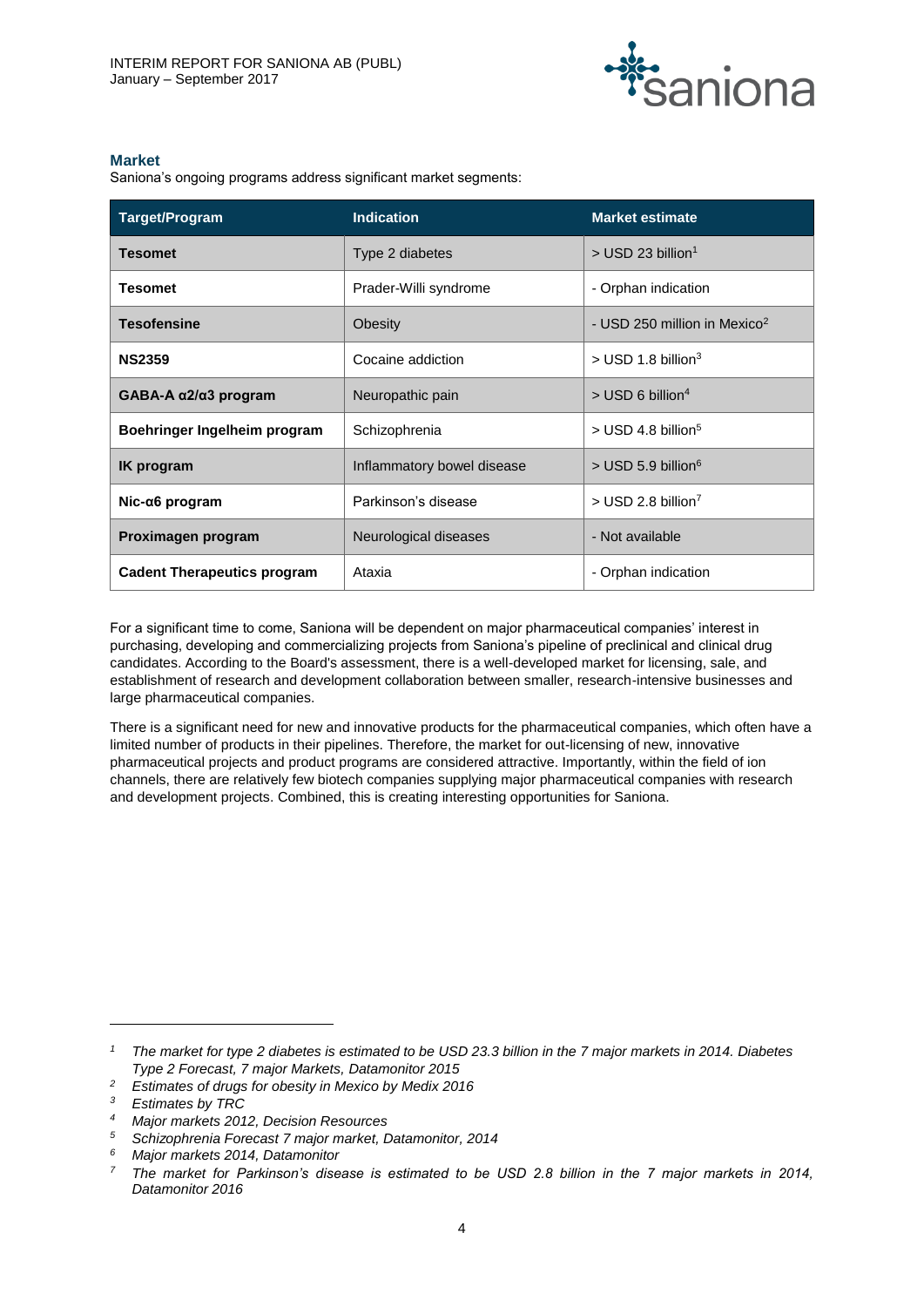## Market

Saniona's ongoing programs address significant market segments:

| Target/Program | Indication | Market estimate |
|---|---|---|
| **Tesomet** | Type 2 diabetes | > USD 23 billion[1] |
| **Tesomet** | Prader-Willi syndrome | - Orphan indication |
| **Tesofensine** | Obesity | - USD 250 million in Mexico[2] |
| **NS2359** | Cocaine addiction | > USD 1.8 billion[3] |
| **GABA-A α2/α3 program** | Neuropathic pain | > USD 6 billion[4] |
| **Boehringer Ingelheim program** | Schizophrenia | > USD 4.8 billion[5] |
| **IK program** | Inflammatory bowel disease | > USD 5.9 billion[6] |
| **Nic-α6 program** | Parkinson's disease | > USD 2.8 billion[7] |
| **Proximagen program** | Neurological diseases | - Not available |
| **Cadent Therapeutics program** | Ataxia | - Orphan indication |

For a significant time to come, Saniona will be dependent on major pharmaceutical companies' interest in purchasing, developing and commercializing projects from Saniona's pipeline of preclinical and clinical drug candidates. According to the Board's assessment, there is a well-developed market for licensing, sale, and establishment of research and development collaboration between smaller, research-intensive businesses and large pharmaceutical companies.

There is a significant need for new and innovative products for the pharmaceutical companies, which often have a limited number of products in their pipelines. Therefore, the market for out-licensing of new, innovative pharmaceutical projects and product programs are considered attractive. Importantly, within the field of ion channels, there are relatively few biotech companies supplying major pharmaceutical companies with research and development projects. Combined, this is creating interesting opportunities for Saniona.

---

[1] *The market for type 2 diabetes is estimated to be USD 23.3 billion in the 7 major markets in 2014. Diabetes Type 2 Forecast, 7 major Markets, Datamonitor 2015*

[2] *Estimates of drugs for obesity in Mexico by Medix 2016*

[3] *Estimates by TRC*

[4] *Major markets 2012, Decision Resources*

[5] *Schizophrenia Forecast 7 major market, Datamonitor, 2014*

[6] *Major markets 2014, Datamonitor*

[7] *The market for Parkinson's disease is estimated to be USD 2.8 billion in the 7 major markets in 2014, Datamonitor 2016*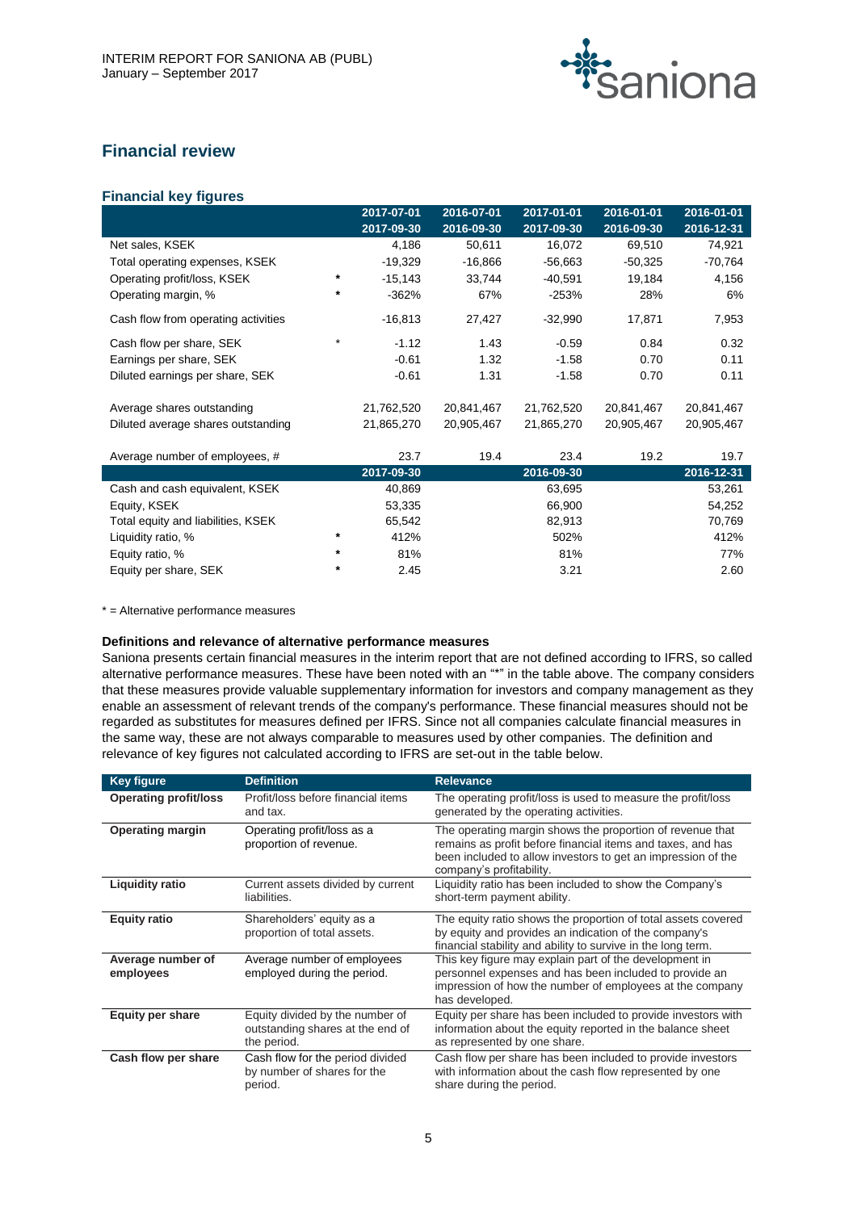## Financial review

### Financial key figures

| | | 2017-07-01<br>2017-09-30 | 2016-07-01<br>2016-09-30 | 2017-01-01<br>2017-09-30 | 2016-01-01<br>2016-09-30 | 2016-01-01<br>2016-12-31 |
|---|---|---|---|---|---|---|
| Net sales, KSEK | | 4,186 | 50,611 | 16,072 | 69,510 | 74,921 |
| Total operating expenses, KSEK | | -19,329 | -16,866 | -56,663 | -50,325 | -70,764 |
| Operating profit/loss, KSEK | * | -15,143 | 33,744 | -40,591 | 19,184 | 4,156 |
| Operating margin, % | * | -362% | 67% | -253% | 28% | 6% |
| Cash flow from operating activities | | -16,813 | 27,427 | -32,990 | 17,871 | 7,953 |
| Cash flow per share, SEK | * | -1.12 | 1.43 | -0.59 | 0.84 | 0.32 |
| Earnings per share, SEK | | -0.61 | 1.32 | -1.58 | 0.70 | 0.11 |
| Diluted earnings per share, SEK | | -0.61 | 1.31 | -1.58 | 0.70 | 0.11 |
| Average shares outstanding | | 21,762,520 | 20,841,467 | 21,762,520 | 20,841,467 | 20,841,467 |
| Diluted average shares outstanding | | 21,865,270 | 20,905,467 | 21,865,270 | 20,905,467 | 20,905,467 |
| Average number of employees, # | | 23.7 | 19.4 | 23.4 | 19.2 | 19.7 |
| | | **2017-09-30** | | **2016-09-30** | | **2016-12-31** |
| Cash and cash equivalent, KSEK | | 40,869 | | 63,695 | | 53,261 |
| Equity, KSEK | | 53,335 | | 66,900 | | 54,252 |
| Total equity and liabilities, KSEK | | 65,542 | | 82,913 | | 70,769 |
| Liquidity ratio, % | * | 412% | | 502% | | 412% |
| Equity ratio, % | * | 81% | | 81% | | 77% |
| Equity per share, SEK | * | 2.45 | | 3.21 | | 2.60 |

* = Alternative performance measures

**Definitions and relevance of alternative performance measures**

Saniona presents certain financial measures in the interim report that are not defined according to IFRS, so called alternative performance measures. These have been noted with an "*" in the table above. The company considers that these measures provide valuable supplementary information for investors and company management as they enable an assessment of relevant trends of the company's performance. These financial measures should not be regarded as substitutes for measures defined per IFRS. Since not all companies calculate financial measures in the same way, these are not always comparable to measures used by other companies. The definition and relevance of key figures not calculated according to IFRS are set-out in the table below.

| Key figure | Definition | Relevance |
|---|---|---|
| **Operating profit/loss** | Profit/loss before financial items and tax. | The operating profit/loss is used to measure the profit/loss generated by the operating activities. |
| **Operating margin** | Operating profit/loss as a proportion of revenue. | The operating margin shows the proportion of revenue that remains as profit before financial items and taxes, and has been included to allow investors to get an impression of the company's profitability. |
| **Liquidity ratio** | Current assets divided by current liabilities. | Liquidity ratio has been included to show the Company's short-term payment ability. |
| **Equity ratio** | Shareholders' equity as a proportion of total assets. | The equity ratio shows the proportion of total assets covered by equity and provides an indication of the company's financial stability and ability to survive in the long term. |
| **Average number of employees** | Average number of employees employed during the period. | This key figure may explain part of the development in personnel expenses and has been included to provide an impression of how the number of employees at the company has developed. |
| **Equity per share** | Equity divided by the number of outstanding shares at the end of the period. | Equity per share has been included to provide investors with information about the equity reported in the balance sheet as represented by one share. |
| **Cash flow per share** | Cash flow for the period divided by number of shares for the period. | Cash flow per share has been included to provide investors with information about the cash flow represented by one share during the period. |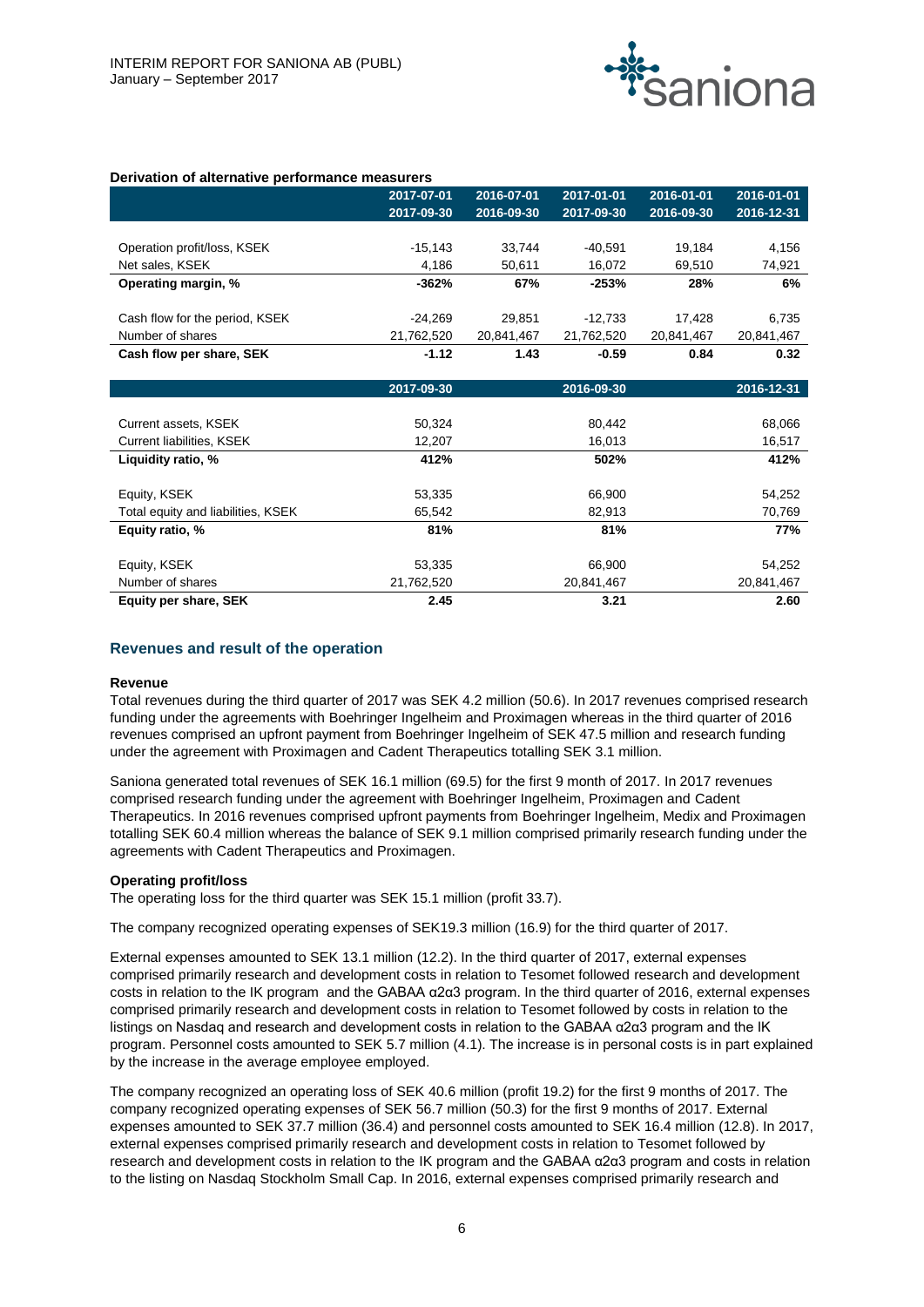**Derivation of alternative performance measurers**

| | 2017-07-01 2017-09-30 | 2016-07-01 2016-09-30 | 2017-01-01 2017-09-30 | 2016-01-01 2016-09-30 | 2016-01-01 2016-12-31 |
|---|---|---|---|---|---|
| Operation profit/loss, KSEK | -15,143 | 33,744 | -40,591 | 19,184 | 4,156 |
| Net sales, KSEK | 4,186 | 50,611 | 16,072 | 69,510 | 74,921 |
| **Operating margin, %** | **-362%** | **67%** | **-253%** | **28%** | **6%** |
| Cash flow for the period, KSEK | -24,269 | 29,851 | -12,733 | 17,428 | 6,735 |
| Number of shares | 21,762,520 | 20,841,467 | 21,762,520 | 20,841,467 | 20,841,467 |
| **Cash flow per share, SEK** | **-1.12** | **1.43** | **-0.59** | **0.84** | **0.32** |

| | 2017-09-30 | 2016-09-30 | 2016-12-31 |
|---|---|---|---|
| Current assets, KSEK | 50,324 | 80,442 | 68,066 |
| Current liabilities, KSEK | 12,207 | 16,013 | 16,517 |
| **Liquidity ratio, %** | **412%** | **502%** | **412%** |
| Equity, KSEK | 53,335 | 66,900 | 54,252 |
| Total equity and liabilities, KSEK | 65,542 | 82,913 | 70,769 |
| **Equity ratio, %** | **81%** | **81%** | **77%** |
| Equity, KSEK | 53,335 | 66,900 | 54,252 |
| Number of shares | 21,762,520 | 20,841,467 | 20,841,467 |
| **Equity per share, SEK** | **2.45** | **3.21** | **2.60** |

## Revenues and result of the operation

**Revenue**

Total revenues during the third quarter of 2017 was SEK 4.2 million (50.6). In 2017 revenues comprised research funding under the agreements with Boehringer Ingelheim and Proximagen whereas in the third quarter of 2016 revenues comprised an upfront payment from Boehringer Ingelheim of SEK 47.5 million and research funding under the agreement with Proximagen and Cadent Therapeutics totalling SEK 3.1 million.

Saniona generated total revenues of SEK 16.1 million (69.5) for the first 9 month of 2017. In 2017 revenues comprised research funding under the agreement with Boehringer Ingelheim, Proximagen and Cadent Therapeutics. In 2016 revenues comprised upfront payments from Boehringer Ingelheim, Medix and Proximagen totalling SEK 60.4 million whereas the balance of SEK 9.1 million comprised primarily research funding under the agreements with Cadent Therapeutics and Proximagen.

**Operating profit/loss**

The operating loss for the third quarter was SEK 15.1 million (profit 33.7).

The company recognized operating expenses of SEK19.3 million (16.9) for the third quarter of 2017.

External expenses amounted to SEK 13.1 million (12.2). In the third quarter of 2017, external expenses comprised primarily research and development costs in relation to Tesomet followed research and development costs in relation to the IK program and the GABAA α2α3 program. In the third quarter of 2016, external expenses comprised primarily research and development costs in relation to Tesomet followed by costs in relation to the listings on Nasdaq and research and development costs in relation to the GABAA α2α3 program and the IK program. Personnel costs amounted to SEK 5.7 million (4.1). The increase is in personal costs is in part explained by the increase in the average employee employed.

The company recognized an operating loss of SEK 40.6 million (profit 19.2) for the first 9 months of 2017. The company recognized operating expenses of SEK 56.7 million (50.3) for the first 9 months of 2017. External expenses amounted to SEK 37.7 million (36.4) and personnel costs amounted to SEK 16.4 million (12.8). In 2017, external expenses comprised primarily research and development costs in relation to Tesomet followed by research and development costs in relation to the IK program and the GABAA α2α3 program and costs in relation to the listing on Nasdaq Stockholm Small Cap. In 2016, external expenses comprised primarily research and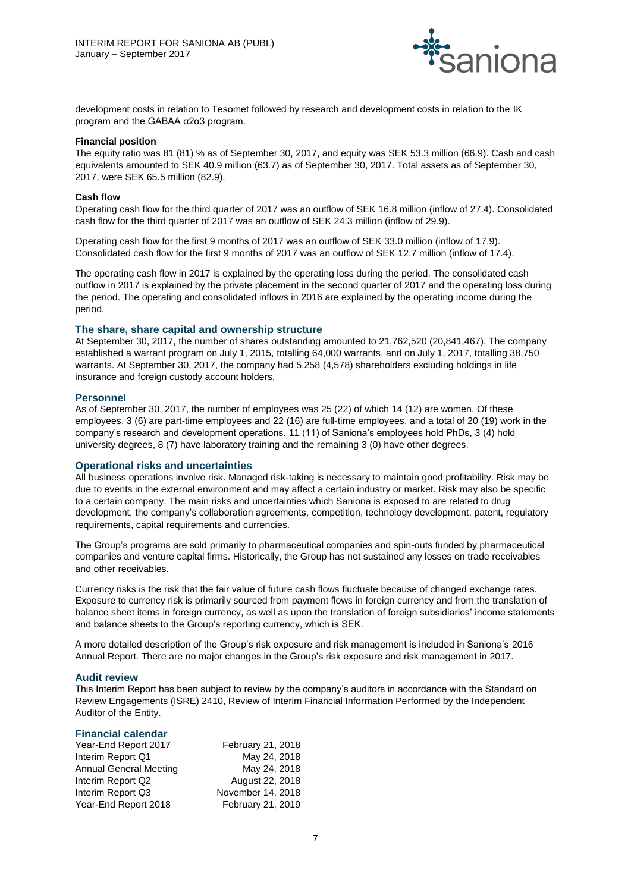development costs in relation to Tesomet followed by research and development costs in relation to the IK program and the GABAA α2α3 program.

**Financial position**

The equity ratio was 81 (81) % as of September 30, 2017, and equity was SEK 53.3 million (66.9). Cash and cash equivalents amounted to SEK 40.9 million (63.7) as of September 30, 2017. Total assets as of September 30, 2017, were SEK 65.5 million (82.9).

**Cash flow**

Operating cash flow for the third quarter of 2017 was an outflow of SEK 16.8 million (inflow of 27.4). Consolidated cash flow for the third quarter of 2017 was an outflow of SEK 24.3 million (inflow of 29.9).

Operating cash flow for the first 9 months of 2017 was an outflow of SEK 33.0 million (inflow of 17.9). Consolidated cash flow for the first 9 months of 2017 was an outflow of SEK 12.7 million (inflow of 17.4).

The operating cash flow in 2017 is explained by the operating loss during the period. The consolidated cash outflow in 2017 is explained by the private placement in the second quarter of 2017 and the operating loss during the period. The operating and consolidated inflows in 2016 are explained by the operating income during the period.

## The share, share capital and ownership structure

At September 30, 2017, the number of shares outstanding amounted to 21,762,520 (20,841,467). The company established a warrant program on July 1, 2015, totalling 64,000 warrants, and on July 1, 2017, totalling 38,750 warrants. At September 30, 2017, the company had 5,258 (4,578) shareholders excluding holdings in life insurance and foreign custody account holders.

## Personnel

As of September 30, 2017, the number of employees was 25 (22) of which 14 (12) are women. Of these employees, 3 (6) are part-time employees and 22 (16) are full-time employees, and a total of 20 (19) work in the company's research and development operations. 11 (11) of Saniona's employees hold PhDs, 3 (4) hold university degrees, 8 (7) have laboratory training and the remaining 3 (0) have other degrees.

## Operational risks and uncertainties

All business operations involve risk. Managed risk-taking is necessary to maintain good profitability. Risk may be due to events in the external environment and may affect a certain industry or market. Risk may also be specific to a certain company. The main risks and uncertainties which Saniona is exposed to are related to drug development, the company's collaboration agreements, competition, technology development, patent, regulatory requirements, capital requirements and currencies.

The Group's programs are sold primarily to pharmaceutical companies and spin-outs funded by pharmaceutical companies and venture capital firms. Historically, the Group has not sustained any losses on trade receivables and other receivables.

Currency risks is the risk that the fair value of future cash flows fluctuate because of changed exchange rates. Exposure to currency risk is primarily sourced from payment flows in foreign currency and from the translation of balance sheet items in foreign currency, as well as upon the translation of foreign subsidiaries' income statements and balance sheets to the Group's reporting currency, which is SEK.

A more detailed description of the Group's risk exposure and risk management is included in Saniona's 2016 Annual Report. There are no major changes in the Group's risk exposure and risk management in 2017.

## Audit review

This Interim Report has been subject to review by the company's auditors in accordance with the Standard on Review Engagements (ISRE) 2410, Review of Interim Financial Information Performed by the Independent Auditor of the Entity.

## Financial calendar

| | |
|---|---|
| Year-End Report 2017 | February 21, 2018 |
| Interim Report Q1 | May 24, 2018 |
| Annual General Meeting | May 24, 2018 |
| Interim Report Q2 | August 22, 2018 |
| Interim Report Q3 | November 14, 2018 |
| Year-End Report 2018 | February 21, 2019 |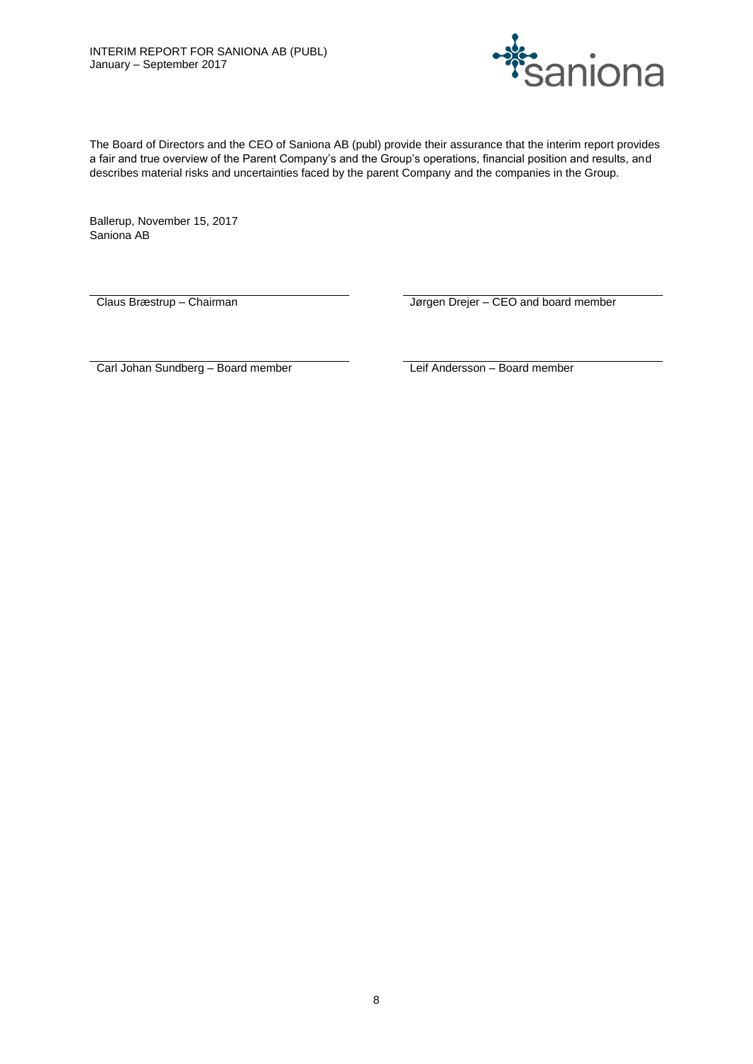The Board of Directors and the CEO of Saniona AB (publ) provide their assurance that the interim report provides a fair and true overview of the Parent Company's and the Group's operations, financial position and results, and describes material risks and uncertainties faced by the parent Company and the companies in the Group.

Ballerup, November 15, 2017
Saniona AB

| | |
|---|---|
| Claus Bræstrup – Chairman | Jørgen Drejer – CEO and board member |
| Carl Johan Sundberg – Board member | Leif Andersson – Board member |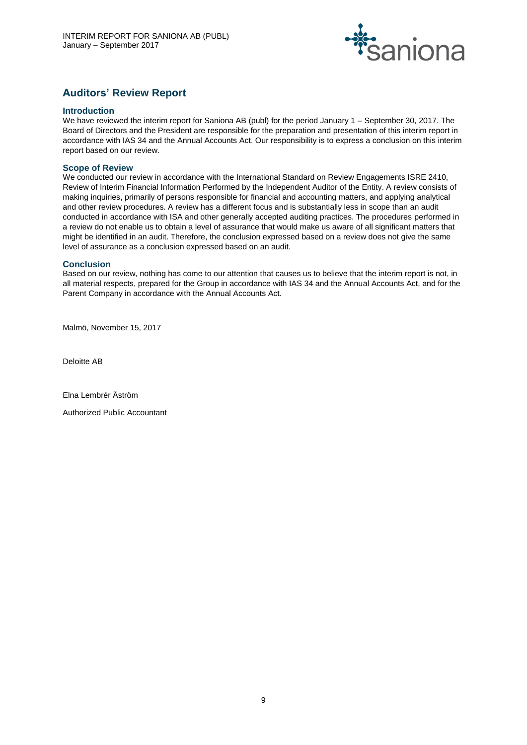## Auditors' Review Report

### Introduction

We have reviewed the interim report for Saniona AB (publ) for the period January 1 – September 30, 2017. The Board of Directors and the President are responsible for the preparation and presentation of this interim report in accordance with IAS 34 and the Annual Accounts Act. Our responsibility is to express a conclusion on this interim report based on our review.

### Scope of Review

We conducted our review in accordance with the International Standard on Review Engagements ISRE 2410, Review of Interim Financial Information Performed by the Independent Auditor of the Entity. A review consists of making inquiries, primarily of persons responsible for financial and accounting matters, and applying analytical and other review procedures. A review has a different focus and is substantially less in scope than an audit conducted in accordance with ISA and other generally accepted auditing practices. The procedures performed in a review do not enable us to obtain a level of assurance that would make us aware of all significant matters that might be identified in an audit. Therefore, the conclusion expressed based on a review does not give the same level of assurance as a conclusion expressed based on an audit.

### Conclusion

Based on our review, nothing has come to our attention that causes us to believe that the interim report is not, in all material respects, prepared for the Group in accordance with IAS 34 and the Annual Accounts Act, and for the Parent Company in accordance with the Annual Accounts Act.

Malmö, November 15, 2017

Deloitte AB

Elna Lembrér Åström

Authorized Public Accountant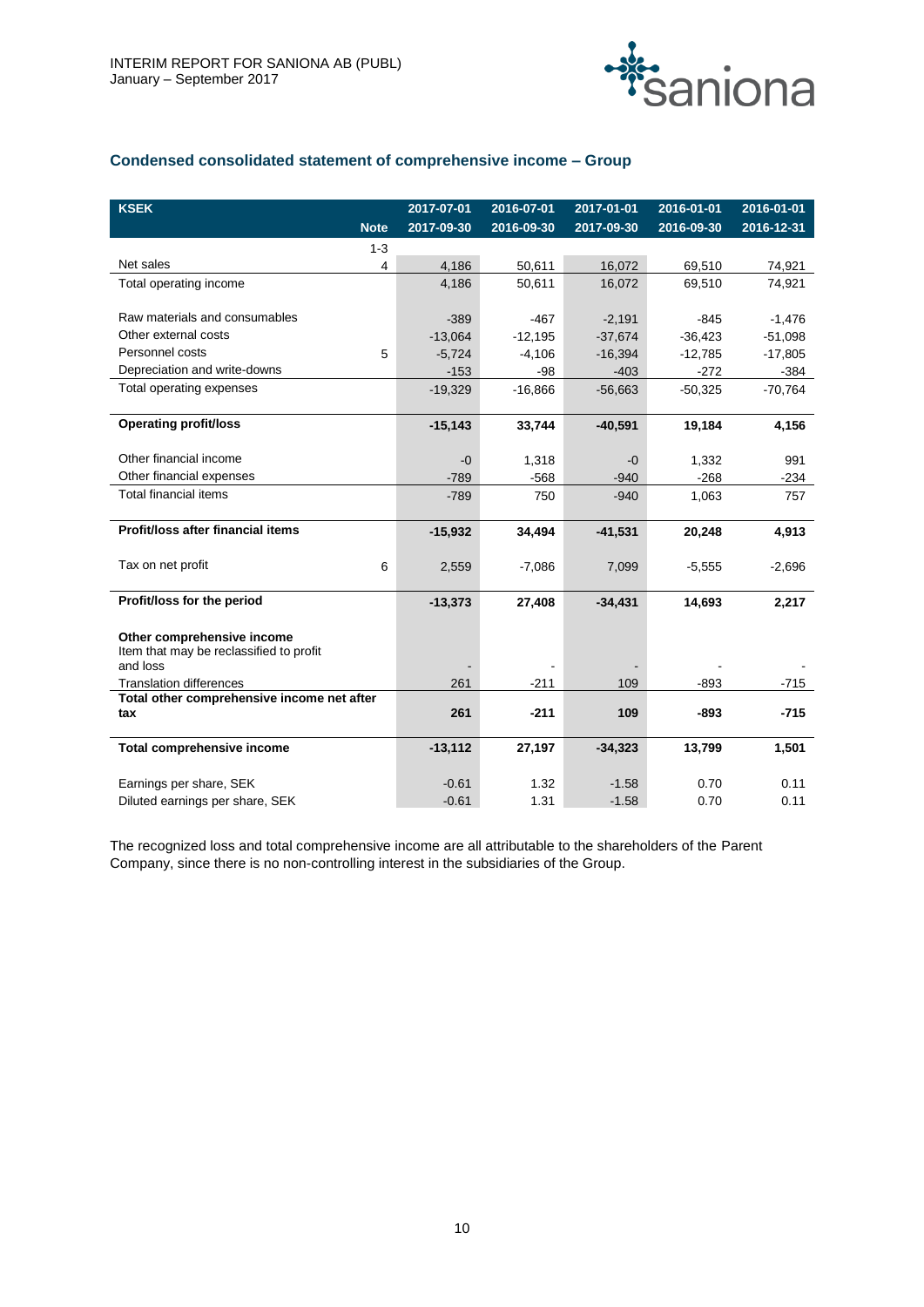## Condensed consolidated statement of comprehensive income – Group

| KSEK | Note | 2017-07-01<br>2017-09-30 | 2016-07-01<br>2016-09-30 | 2017-01-01<br>2017-09-30 | 2016-01-01<br>2016-09-30 | 2016-01-01<br>2016-12-31 |
|---|---|---|---|---|---|---|
| | 1-3 | | | | | |
| Net sales | 4 | 4,186 | 50,611 | 16,072 | 69,510 | 74,921 |
| Total operating income | | 4,186 | 50,611 | 16,072 | 69,510 | 74,921 |
| | | | | | | |
| Raw materials and consumables | | -389 | -467 | -2,191 | -845 | -1,476 |
| Other external costs | | -13,064 | -12,195 | -37,674 | -36,423 | -51,098 |
| Personnel costs | 5 | -5,724 | -4,106 | -16,394 | -12,785 | -17,805 |
| Depreciation and write-downs | | -153 | -98 | -403 | -272 | -384 |
| Total operating expenses | | -19,329 | -16,866 | -56,663 | -50,325 | -70,764 |
| | | | | | | |
| **Operating profit/loss** | | **-15,143** | **33,744** | **-40,591** | **19,184** | **4,156** |
| | | | | | | |
| Other financial income | | -0 | 1,318 | -0 | 1,332 | 991 |
| Other financial expenses | | -789 | -568 | -940 | -268 | -234 |
| Total financial items | | -789 | 750 | -940 | 1,063 | 757 |
| | | | | | | |
| **Profit/loss after financial items** | | **-15,932** | **34,494** | **-41,531** | **20,248** | **4,913** |
| | | | | | | |
| Tax on net profit | 6 | 2,559 | -7,086 | 7,099 | -5,555 | -2,696 |
| | | | | | | |
| **Profit/loss for the period** | | **-13,373** | **27,408** | **-34,431** | **14,693** | **2,217** |
| | | | | | | |
| **Other comprehensive income** | | | | | | |
| Item that may be reclassified to profit and loss | | - | - | - | - | - |
| Translation differences | | 261 | -211 | 109 | -893 | -715 |
| **Total other comprehensive income net after tax** | | **261** | **-211** | **109** | **-893** | **-715** |
| | | | | | | |
| **Total comprehensive income** | | **-13,112** | **27,197** | **-34,323** | **13,799** | **1,501** |
| | | | | | | |
| Earnings per share, SEK | | -0.61 | 1.32 | -1.58 | 0.70 | 0.11 |
| Diluted earnings per share, SEK | | -0.61 | 1.31 | -1.58 | 0.70 | 0.11 |

The recognized loss and total comprehensive income are all attributable to the shareholders of the Parent Company, since there is no non-controlling interest in the subsidiaries of the Group.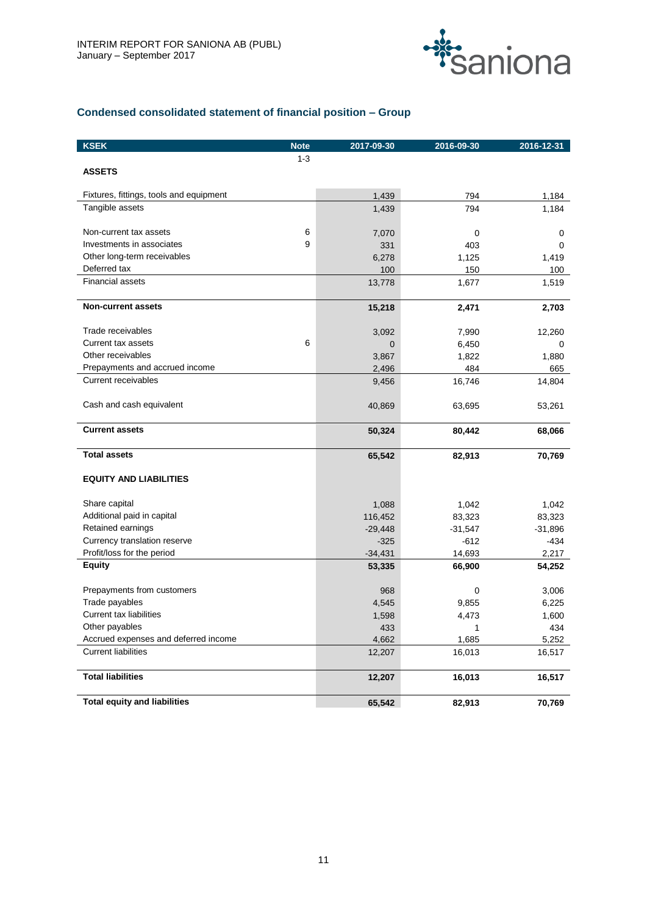## Condensed consolidated statement of financial position – Group

| KSEK | Note | 2017-09-30 | 2016-09-30 | 2016-12-31 |
|---|---|---|---|---|
| | 1-3 | | | |
| **ASSETS** | | | | |
| Fixtures, fittings, tools and equipment | | 1,439 | 794 | 1,184 |
| Tangible assets | | 1,439 | 794 | 1,184 |
| Non-current tax assets | 6 | 7,070 | 0 | 0 |
| Investments in associates | 9 | 331 | 403 | 0 |
| Other long-term receivables | | 6,278 | 1,125 | 1,419 |
| Deferred tax | | 100 | 150 | 100 |
| Financial assets | | 13,778 | 1,677 | 1,519 |
| **Non-current assets** | | **15,218** | **2,471** | **2,703** |
| Trade receivables | | 3,092 | 7,990 | 12,260 |
| Current tax assets | 6 | 0 | 6,450 | 0 |
| Other receivables | | 3,867 | 1,822 | 1,880 |
| Prepayments and accrued income | | 2,496 | 484 | 665 |
| Current receivables | | 9,456 | 16,746 | 14,804 |
| Cash and cash equivalent | | 40,869 | 63,695 | 53,261 |
| **Current assets** | | **50,324** | **80,442** | **68,066** |
| **Total assets** | | **65,542** | **82,913** | **70,769** |
| **EQUITY AND LIABILITIES** | | | | |
| Share capital | | 1,088 | 1,042 | 1,042 |
| Additional paid in capital | | 116,452 | 83,323 | 83,323 |
| Retained earnings | | -29,448 | -31,547 | -31,896 |
| Currency translation reserve | | -325 | -612 | -434 |
| Profit/loss for the period | | -34,431 | 14,693 | 2,217 |
| **Equity** | | **53,335** | **66,900** | **54,252** |
| Prepayments from customers | | 968 | 0 | 3,006 |
| Trade payables | | 4,545 | 9,855 | 6,225 |
| Current tax liabilities | | 1,598 | 4,473 | 1,600 |
| Other payables | | 433 | 1 | 434 |
| Accrued expenses and deferred income | | 4,662 | 1,685 | 5,252 |
| Current liabilities | | 12,207 | 16,013 | 16,517 |
| **Total liabilities** | | **12,207** | **16,013** | **16,517** |
| **Total equity and liabilities** | | **65,542** | **82,913** | **70,769** |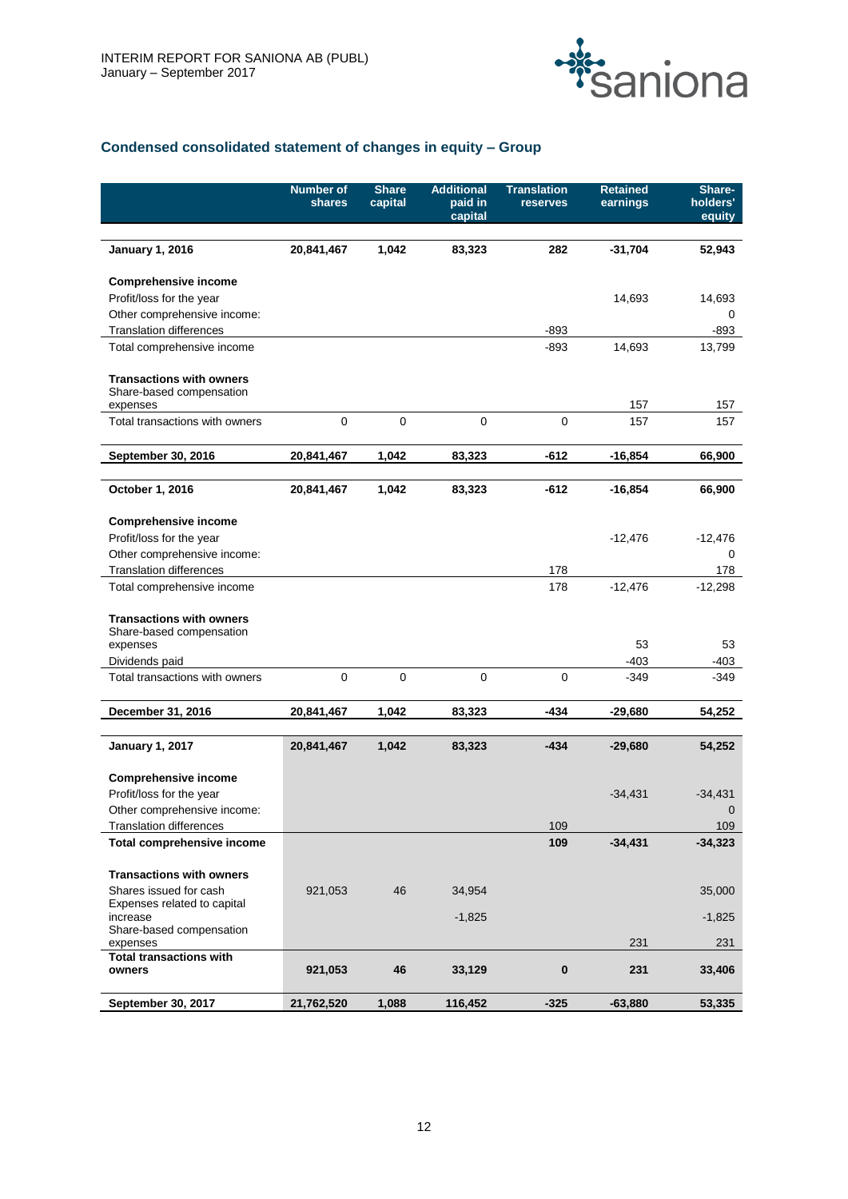## Condensed consolidated statement of changes in equity – Group

| | Number of shares | Share capital | Additional paid in capital | Translation reserves | Retained earnings | Share-holders' equity |
|---|---|---|---|---|---|---|
| **January 1, 2016** | **20,841,467** | **1,042** | **83,323** | **282** | **-31,704** | **52,943** |
| **Comprehensive income** | | | | | | |
| Profit/loss for the year | | | | | 14,693 | 14,693 |
| Other comprehensive income: | | | | | | 0 |
| Translation differences | | | | -893 | | -893 |
| Total comprehensive income | | | | -893 | 14,693 | 13,799 |
| **Transactions with owners** | | | | | | |
| Share-based compensation expenses | | | | | 157 | 157 |
| Total transactions with owners | 0 | 0 | 0 | 0 | 157 | 157 |
| **September 30, 2016** | **20,841,467** | **1,042** | **83,323** | **-612** | **-16,854** | **66,900** |
| **October 1, 2016** | **20,841,467** | **1,042** | **83,323** | **-612** | **-16,854** | **66,900** |
| **Comprehensive income** | | | | | | |
| Profit/loss for the year | | | | | -12,476 | -12,476 |
| Other comprehensive income: | | | | | | 0 |
| Translation differences | | | | 178 | | 178 |
| Total comprehensive income | | | | 178 | -12,476 | -12,298 |
| **Transactions with owners** | | | | | | |
| Share-based compensation expenses | | | | | 53 | 53 |
| Dividends paid | | | | | -403 | -403 |
| Total transactions with owners | 0 | 0 | 0 | 0 | -349 | -349 |
| **December 31, 2016** | **20,841,467** | **1,042** | **83,323** | **-434** | **-29,680** | **54,252** |
| **January 1, 2017** | **20,841,467** | **1,042** | **83,323** | **-434** | **-29,680** | **54,252** |
| **Comprehensive income** | | | | | | |
| Profit/loss for the year | | | | | -34,431 | -34,431 |
| Other comprehensive income: | | | | | | 0 |
| Translation differences | | | | 109 | | 109 |
| **Total comprehensive income** | | | | **109** | **-34,431** | **-34,323** |
| **Transactions with owners** | | | | | | |
| Shares issued for cash | 921,053 | 46 | 34,954 | | | 35,000 |
| Expenses related to capital increase | | | -1,825 | | | -1,825 |
| Share-based compensation expenses | | | | | 231 | 231 |
| **Total transactions with owners** | **921,053** | **46** | **33,129** | **0** | **231** | **33,406** |
| **September 30, 2017** | **21,762,520** | **1,088** | **116,452** | **-325** | **-63,880** | **53,335** |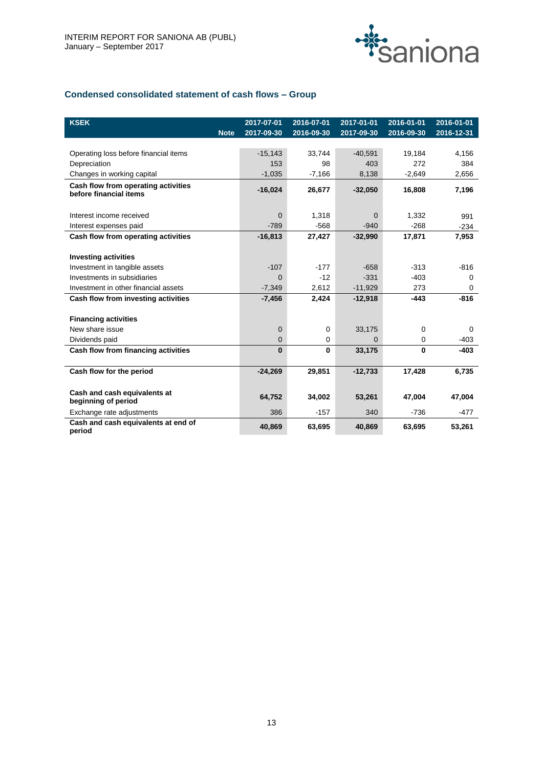## Condensed consolidated statement of cash flows – Group

| KSEK | Note | 2017-07-01<br>2017-09-30 | 2016-07-01<br>2016-09-30 | 2017-01-01<br>2017-09-30 | 2016-01-01<br>2016-09-30 | 2016-01-01<br>2016-12-31 |
|---|---|---|---|---|---|---|
| Operating loss before financial items | | -15,143 | 33,744 | -40,591 | 19,184 | 4,156 |
| Depreciation | | 153 | 98 | 403 | 272 | 384 |
| Changes in working capital | | -1,035 | -7,166 | 8,138 | -2,649 | 2,656 |
| **Cash flow from operating activities before financial items** | | **-16,024** | **26,677** | **-32,050** | **16,808** | **7,196** |
| Interest income received | | 0 | 1,318 | 0 | 1,332 | 991 |
| Interest expenses paid | | -789 | -568 | -940 | -268 | -234 |
| **Cash flow from operating activities** | | **-16,813** | **27,427** | **-32,990** | **17,871** | **7,953** |
| **Investing activities** | | | | | | |
| Investment in tangible assets | | -107 | -177 | -658 | -313 | -816 |
| Investments in subsidiaries | | 0 | -12 | -331 | -403 | 0 |
| Investment in other financial assets | | -7,349 | 2,612 | -11,929 | 273 | 0 |
| **Cash flow from investing activities** | | **-7,456** | **2,424** | **-12,918** | **-443** | **-816** |
| **Financing activities** | | | | | | |
| New share issue | | 0 | 0 | 33,175 | 0 | 0 |
| Dividends paid | | 0 | 0 | 0 | 0 | -403 |
| **Cash flow from financing activities** | | **0** | **0** | **33,175** | **0** | **-403** |
| **Cash flow for the period** | | **-24,269** | **29,851** | **-12,733** | **17,428** | **6,735** |
| **Cash and cash equivalents at beginning of period** | | **64,752** | **34,002** | **53,261** | **47,004** | **47,004** |
| Exchange rate adjustments | | 386 | -157 | 340 | -736 | -477 |
| **Cash and cash equivalents at end of period** | | **40,869** | **63,695** | **40,869** | **63,695** | **53,261** |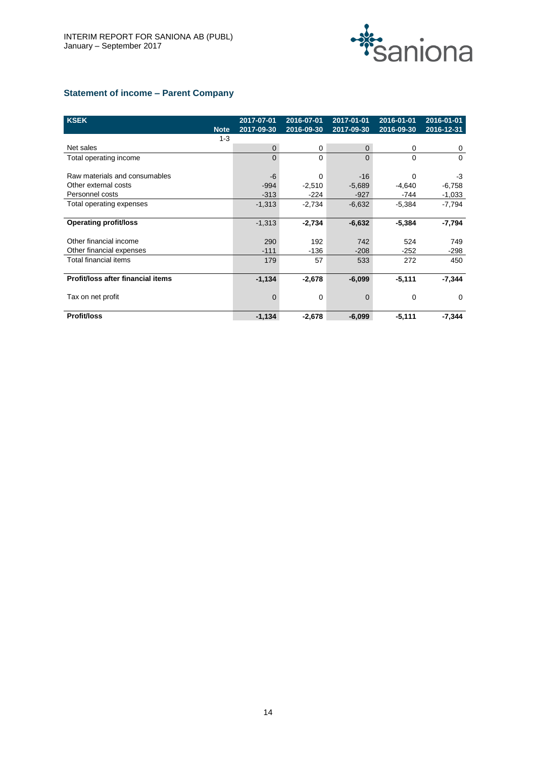## Statement of income – Parent Company

| KSEK | Note | 2017-07-01 2017-09-30 | 2016-07-01 2016-09-30 | 2017-01-01 2017-09-30 | 2016-01-01 2016-09-30 | 2016-01-01 2016-12-31 |
|---|---|---|---|---|---|---|
| | 1-3 | | | | | |
| Net sales | | 0 | 0 | 0 | 0 | 0 |
| Total operating income | | 0 | 0 | 0 | 0 | 0 |
| | | | | | | |
| Raw materials and consumables | | -6 | 0 | -16 | 0 | -3 |
| Other external costs | | -994 | -2,510 | -5,689 | -4,640 | -6,758 |
| Personnel costs | | -313 | -224 | -927 | -744 | -1,033 |
| Total operating expenses | | -1,313 | -2,734 | -6,632 | -5,384 | -7,794 |
| | | | | | | |
| **Operating profit/loss** | | -1,313 | **-2,734** | **-6,632** | **-5,384** | **-7,794** |
| | | | | | | |
| Other financial income | | 290 | 192 | 742 | 524 | 749 |
| Other financial expenses | | -111 | -136 | -208 | -252 | -298 |
| Total financial items | | 179 | 57 | 533 | 272 | 450 |
| | | | | | | |
| **Profit/loss after financial items** | | **-1,134** | **-2,678** | **-6,099** | **-5,111** | **-7,344** |
| | | | | | | |
| Tax on net profit | | 0 | 0 | 0 | 0 | 0 |
| | | | | | | |
| **Profit/loss** | | **-1,134** | **-2,678** | **-6,099** | **-5,111** | **-7,344** |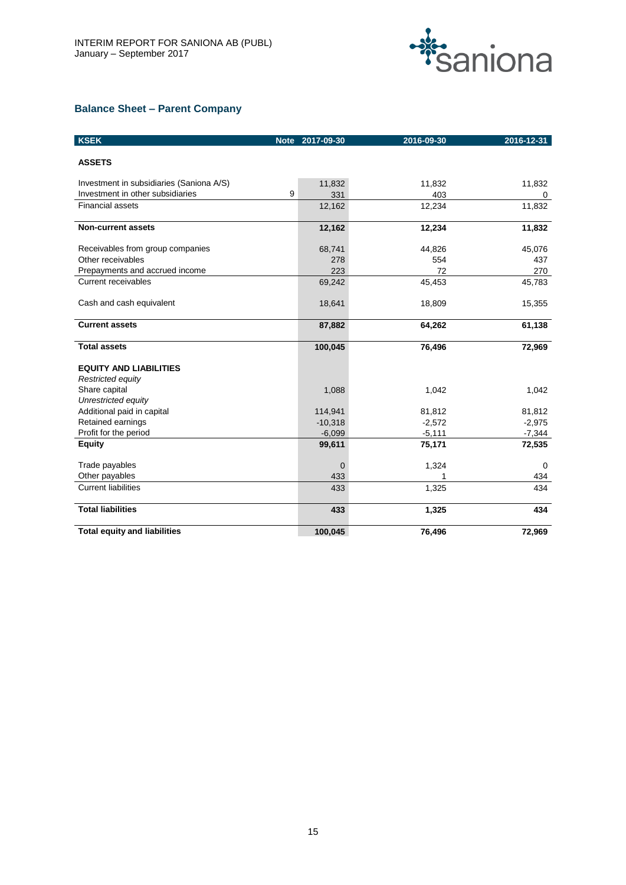## Balance Sheet – Parent Company

| KSEK | Note | 2017-09-30 | 2016-09-30 | 2016-12-31 |
|---|---|---|---|---|
| **ASSETS** | | | | |
| Investment in subsidiaries (Saniona A/S) | | 11,832 | 11,832 | 11,832 |
| Investment in other subsidiaries | 9 | 331 | 403 | 0 |
| Financial assets | | 12,162 | 12,234 | 11,832 |
| **Non-current assets** | | **12,162** | **12,234** | **11,832** |
| Receivables from group companies | | 68,741 | 44,826 | 45,076 |
| Other receivables | | 278 | 554 | 437 |
| Prepayments and accrued income | | 223 | 72 | 270 |
| Current receivables | | 69,242 | 45,453 | 45,783 |
| Cash and cash equivalent | | 18,641 | 18,809 | 15,355 |
| **Current assets** | | **87,882** | **64,262** | **61,138** |
| **Total assets** | | **100,045** | **76,496** | **72,969** |
| **EQUITY AND LIABILITIES** | | | | |
| *Restricted equity* | | | | |
| Share capital | | 1,088 | 1,042 | 1,042 |
| *Unrestricted equity* | | | | |
| Additional paid in capital | | 114,941 | 81,812 | 81,812 |
| Retained earnings | | -10,318 | -2,572 | -2,975 |
| Profit for the period | | -6,099 | -5,111 | -7,344 |
| **Equity** | | **99,611** | **75,171** | **72,535** |
| Trade payables | | 0 | 1,324 | 0 |
| Other payables | | 433 | 1 | 434 |
| Current liabilities | | 433 | 1,325 | 434 |
| **Total liabilities** | | **433** | **1,325** | **434** |
| **Total equity and liabilities** | | **100,045** | **76,496** | **72,969** |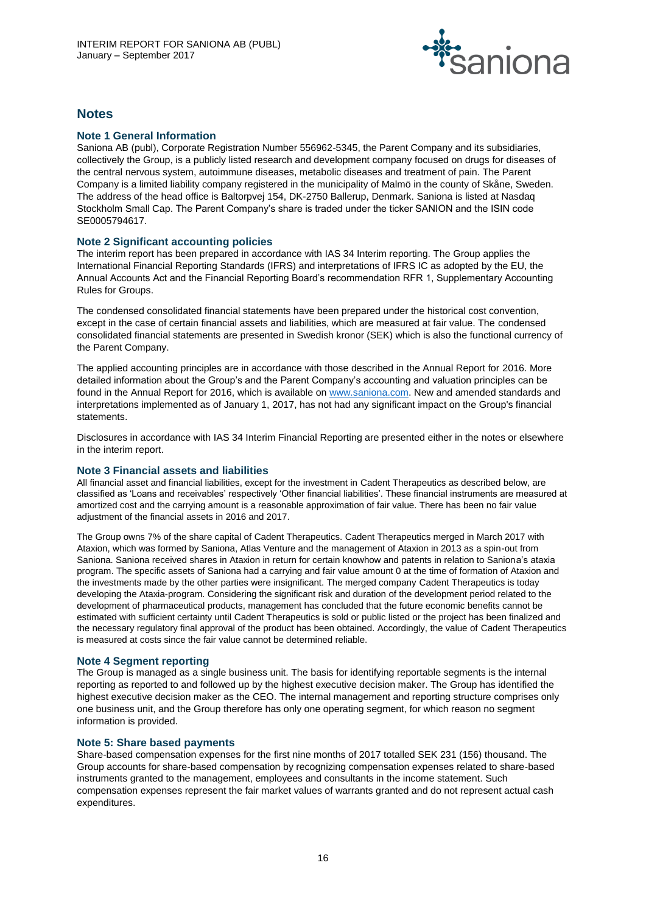# Notes

## Note 1 General Information

Saniona AB (publ), Corporate Registration Number 556962-5345, the Parent Company and its subsidiaries, collectively the Group, is a publicly listed research and development company focused on drugs for diseases of the central nervous system, autoimmune diseases, metabolic diseases and treatment of pain. The Parent Company is a limited liability company registered in the municipality of Malmö in the county of Skåne, Sweden. The address of the head office is Baltorpvej 154, DK-2750 Ballerup, Denmark. Saniona is listed at Nasdaq Stockholm Small Cap. The Parent Company's share is traded under the ticker SANION and the ISIN code SE0005794617.

## Note 2 Significant accounting policies

The interim report has been prepared in accordance with IAS 34 Interim reporting. The Group applies the International Financial Reporting Standards (IFRS) and interpretations of IFRS IC as adopted by the EU, the Annual Accounts Act and the Financial Reporting Board's recommendation RFR 1, Supplementary Accounting Rules for Groups.

The condensed consolidated financial statements have been prepared under the historical cost convention, except in the case of certain financial assets and liabilities, which are measured at fair value. The condensed consolidated financial statements are presented in Swedish kronor (SEK) which is also the functional currency of the Parent Company.

The applied accounting principles are in accordance with those described in the Annual Report for 2016. More detailed information about the Group's and the Parent Company's accounting and valuation principles can be found in the Annual Report for 2016, which is available on [www.saniona.com](www.saniona.com). New and amended standards and interpretations implemented as of January 1, 2017, has not had any significant impact on the Group's financial statements.

Disclosures in accordance with IAS 34 Interim Financial Reporting are presented either in the notes or elsewhere in the interim report.

## Note 3 Financial assets and liabilities

All financial asset and financial liabilities, except for the investment in Cadent Therapeutics as described below, are classified as 'Loans and receivables' respectively 'Other financial liabilities'. These financial instruments are measured at amortized cost and the carrying amount is a reasonable approximation of fair value. There has been no fair value adjustment of the financial assets in 2016 and 2017.

The Group owns 7% of the share capital of Cadent Therapeutics. Cadent Therapeutics merged in March 2017 with Ataxion, which was formed by Saniona, Atlas Venture and the management of Ataxion in 2013 as a spin-out from Saniona. Saniona received shares in Ataxion in return for certain knowhow and patents in relation to Saniona's ataxia program. The specific assets of Saniona had a carrying and fair value amount 0 at the time of formation of Ataxion and the investments made by the other parties were insignificant. The merged company Cadent Therapeutics is today developing the Ataxia-program. Considering the significant risk and duration of the development period related to the development of pharmaceutical products, management has concluded that the future economic benefits cannot be estimated with sufficient certainty until Cadent Therapeutics is sold or public listed or the project has been finalized and the necessary regulatory final approval of the product has been obtained. Accordingly, the value of Cadent Therapeutics is measured at costs since the fair value cannot be determined reliable.

## Note 4 Segment reporting

The Group is managed as a single business unit. The basis for identifying reportable segments is the internal reporting as reported to and followed up by the highest executive decision maker. The Group has identified the highest executive decision maker as the CEO. The internal management and reporting structure comprises only one business unit, and the Group therefore has only one operating segment, for which reason no segment information is provided.

## Note 5: Share based payments

Share-based compensation expenses for the first nine months of 2017 totalled SEK 231 (156) thousand. The Group accounts for share-based compensation by recognizing compensation expenses related to share-based instruments granted to the management, employees and consultants in the income statement. Such compensation expenses represent the fair market values of warrants granted and do not represent actual cash expenditures.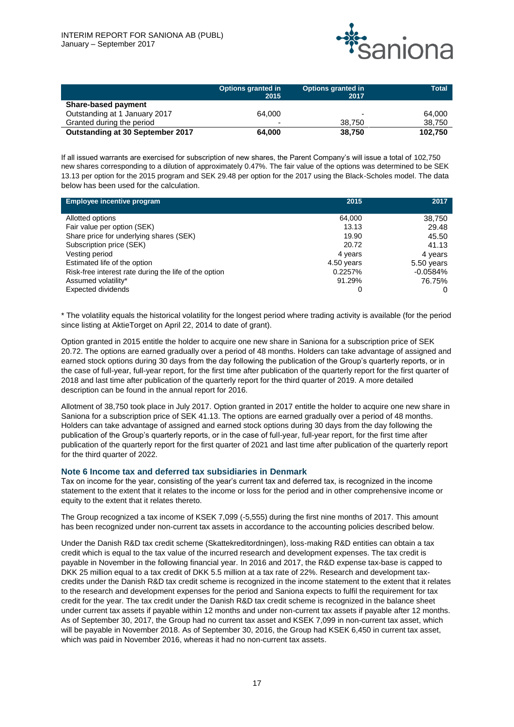| | Options granted in 2015 | Options granted in 2017 | Total |
|---|---|---|---|
| **Share-based payment** | | | |
| Outstanding at 1 January 2017 | 64,000 | - | 64,000 |
| Granted during the period | - | 38,750 | 38,750 |
| **Outstanding at 30 September 2017** | **64,000** | **38,750** | **102,750** |

If all issued warrants are exercised for subscription of new shares, the Parent Company's will issue a total of 102,750 new shares corresponding to a dilution of approximately 0.47%. The fair value of the options was determined to be SEK 13.13 per option for the 2015 program and SEK 29.48 per option for the 2017 using the Black-Scholes model. The data below has been used for the calculation.

| Employee incentive program | 2015 | 2017 |
|---|---|---|
| Allotted options | 64,000 | 38,750 |
| Fair value per option (SEK) | 13.13 | 29.48 |
| Share price for underlying shares (SEK) | 19.90 | 45.50 |
| Subscription price (SEK) | 20.72 | 41.13 |
| Vesting period | 4 years | 4 years |
| Estimated life of the option | 4.50 years | 5.50 years |
| Risk-free interest rate during the life of the option | 0.2257% | -0.0584% |
| Assumed volatility* | 91.29% | 76.75% |
| Expected dividends | 0 | 0 |

* The volatility equals the historical volatility for the longest period where trading activity is available (for the period since listing at AktieTorget on April 22, 2014 to date of grant).

Option granted in 2015 entitle the holder to acquire one new share in Saniona for a subscription price of SEK 20.72. The options are earned gradually over a period of 48 months. Holders can take advantage of assigned and earned stock options during 30 days from the day following the publication of the Group's quarterly reports, or in the case of full-year, full-year report, for the first time after publication of the quarterly report for the first quarter of 2018 and last time after publication of the quarterly report for the third quarter of 2019. A more detailed description can be found in the annual report for 2016.

Allotment of 38,750 took place in July 2017. Option granted in 2017 entitle the holder to acquire one new share in Saniona for a subscription price of SEK 41.13. The options are earned gradually over a period of 48 months. Holders can take advantage of assigned and earned stock options during 30 days from the day following the publication of the Group's quarterly reports, or in the case of full-year, full-year report, for the first time after publication of the quarterly report for the first quarter of 2021 and last time after publication of the quarterly report for the third quarter of 2022.

### Note 6 Income tax and deferred tax subsidiaries in Denmark

Tax on income for the year, consisting of the year's current tax and deferred tax, is recognized in the income statement to the extent that it relates to the income or loss for the period and in other comprehensive income or equity to the extent that it relates thereto.

The Group recognized a tax income of KSEK 7,099 (-5,555) during the first nine months of 2017. This amount has been recognized under non-current tax assets in accordance to the accounting policies described below.

Under the Danish R&D tax credit scheme (Skattekreditordningen), loss-making R&D entities can obtain a tax credit which is equal to the tax value of the incurred research and development expenses. The tax credit is payable in November in the following financial year. In 2016 and 2017, the R&D expense tax-base is capped to DKK 25 million equal to a tax credit of DKK 5.5 million at a tax rate of 22%. Research and development tax-credits under the Danish R&D tax credit scheme is recognized in the income statement to the extent that it relates to the research and development expenses for the period and Saniona expects to fulfil the requirement for tax credit for the year. The tax credit under the Danish R&D tax credit scheme is recognized in the balance sheet under current tax assets if payable within 12 months and under non-current tax assets if payable after 12 months. As of September 30, 2017, the Group had no current tax asset and KSEK 7,099 in non-current tax asset, which will be payable in November 2018. As of September 30, 2016, the Group had KSEK 6,450 in current tax asset, which was paid in November 2016, whereas it had no non-current tax assets.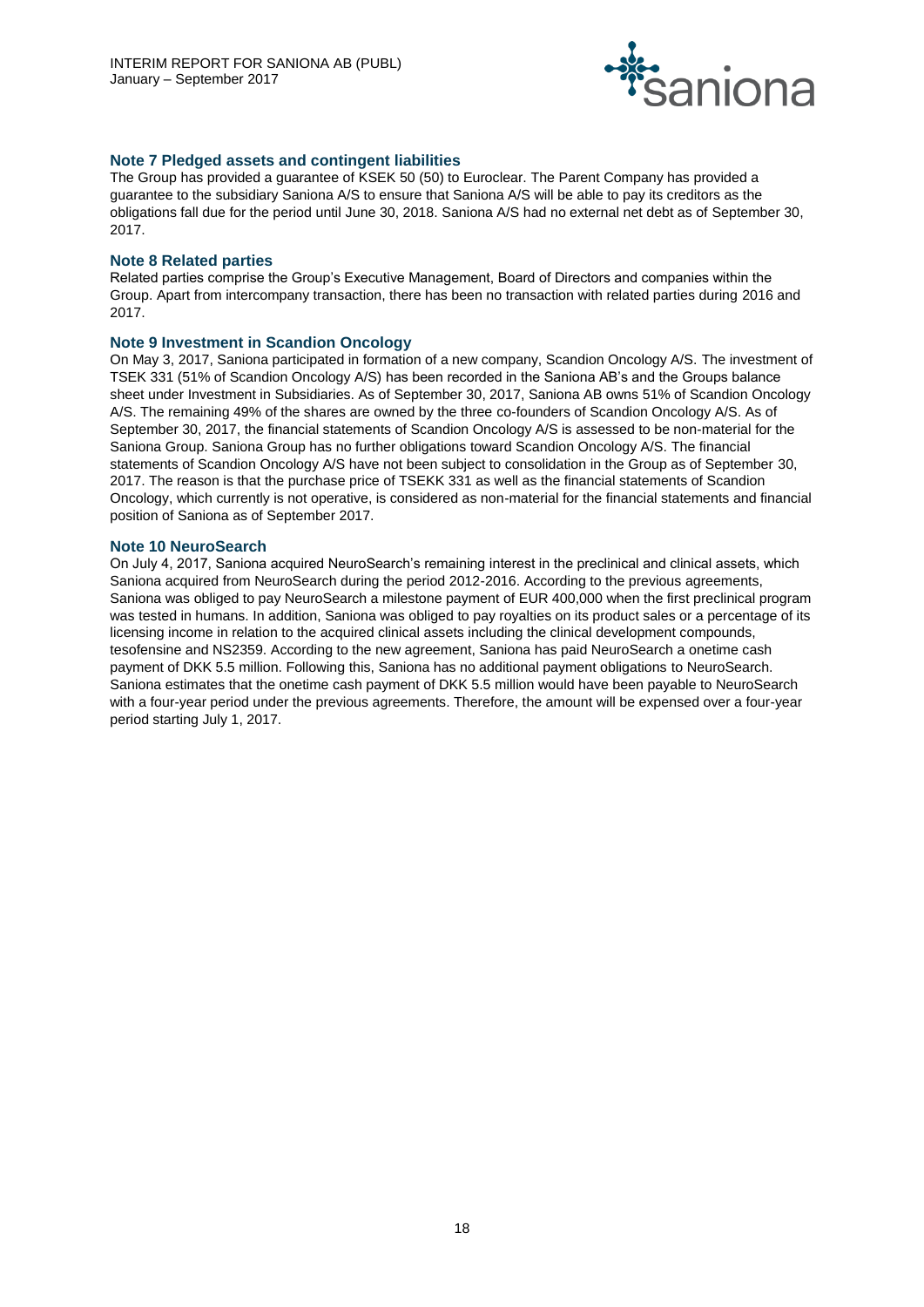### Note 7 Pledged assets and contingent liabilities

The Group has provided a guarantee of KSEK 50 (50) to Euroclear. The Parent Company has provided a guarantee to the subsidiary Saniona A/S to ensure that Saniona A/S will be able to pay its creditors as the obligations fall due for the period until June 30, 2018. Saniona A/S had no external net debt as of September 30, 2017.

### Note 8 Related parties

Related parties comprise the Group's Executive Management, Board of Directors and companies within the Group. Apart from intercompany transaction, there has been no transaction with related parties during 2016 and 2017.

### Note 9 Investment in Scandion Oncology

On May 3, 2017, Saniona participated in formation of a new company, Scandion Oncology A/S. The investment of TSEK 331 (51% of Scandion Oncology A/S) has been recorded in the Saniona AB's and the Groups balance sheet under Investment in Subsidiaries. As of September 30, 2017, Saniona AB owns 51% of Scandion Oncology A/S. The remaining 49% of the shares are owned by the three co-founders of Scandion Oncology A/S. As of September 30, 2017, the financial statements of Scandion Oncology A/S is assessed to be non-material for the Saniona Group. Saniona Group has no further obligations toward Scandion Oncology A/S. The financial statements of Scandion Oncology A/S have not been subject to consolidation in the Group as of September 30, 2017. The reason is that the purchase price of TSEKK 331 as well as the financial statements of Scandion Oncology, which currently is not operative, is considered as non-material for the financial statements and financial position of Saniona as of September 2017.

### Note 10 NeuroSearch

On July 4, 2017, Saniona acquired NeuroSearch's remaining interest in the preclinical and clinical assets, which Saniona acquired from NeuroSearch during the period 2012-2016. According to the previous agreements, Saniona was obliged to pay NeuroSearch a milestone payment of EUR 400,000 when the first preclinical program was tested in humans. In addition, Saniona was obliged to pay royalties on its product sales or a percentage of its licensing income in relation to the acquired clinical assets including the clinical development compounds, tesofensine and NS2359. According to the new agreement, Saniona has paid NeuroSearch a onetime cash payment of DKK 5.5 million. Following this, Saniona has no additional payment obligations to NeuroSearch. Saniona estimates that the onetime cash payment of DKK 5.5 million would have been payable to NeuroSearch with a four-year period under the previous agreements. Therefore, the amount will be expensed over a four-year period starting July 1, 2017.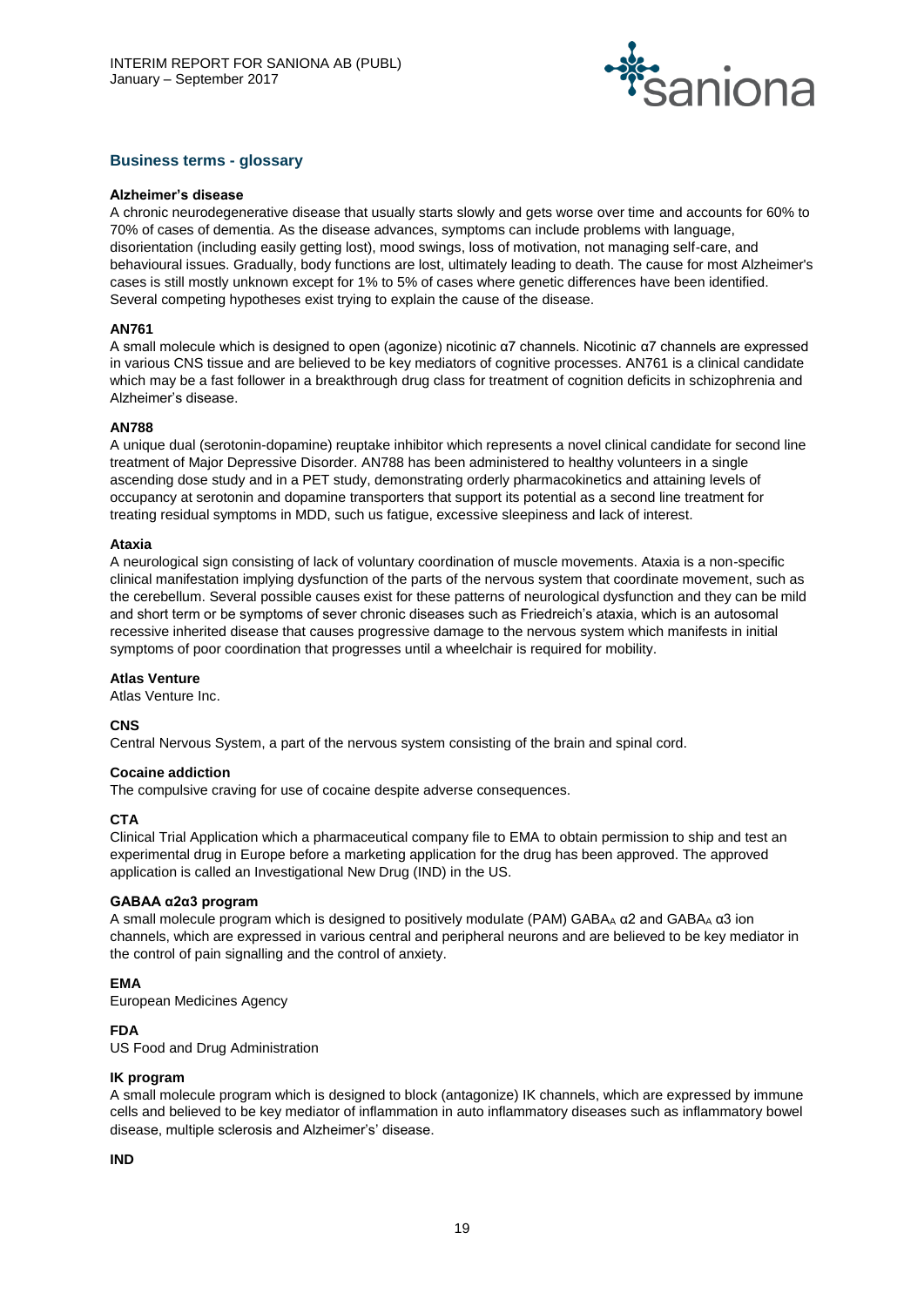## Business terms - glossary

**Alzheimer's disease**
A chronic neurodegenerative disease that usually starts slowly and gets worse over time and accounts for 60% to 70% of cases of dementia. As the disease advances, symptoms can include problems with language, disorientation (including easily getting lost), mood swings, loss of motivation, not managing self-care, and behavioural issues. Gradually, body functions are lost, ultimately leading to death. The cause for most Alzheimer's cases is still mostly unknown except for 1% to 5% of cases where genetic differences have been identified. Several competing hypotheses exist trying to explain the cause of the disease.

**AN761**
A small molecule which is designed to open (agonize) nicotinic α7 channels. Nicotinic α7 channels are expressed in various CNS tissue and are believed to be key mediators of cognitive processes. AN761 is a clinical candidate which may be a fast follower in a breakthrough drug class for treatment of cognition deficits in schizophrenia and Alzheimer's disease.

**AN788**
A unique dual (serotonin-dopamine) reuptake inhibitor which represents a novel clinical candidate for second line treatment of Major Depressive Disorder. AN788 has been administered to healthy volunteers in a single ascending dose study and in a PET study, demonstrating orderly pharmacokinetics and attaining levels of occupancy at serotonin and dopamine transporters that support its potential as a second line treatment for treating residual symptoms in MDD, such us fatigue, excessive sleepiness and lack of interest.

**Ataxia**
A neurological sign consisting of lack of voluntary coordination of muscle movements. Ataxia is a non-specific clinical manifestation implying dysfunction of the parts of the nervous system that coordinate movement, such as the cerebellum. Several possible causes exist for these patterns of neurological dysfunction and they can be mild and short term or be symptoms of sever chronic diseases such as Friedreich's ataxia, which is an autosomal recessive inherited disease that causes progressive damage to the nervous system which manifests in initial symptoms of poor coordination that progresses until a wheelchair is required for mobility.

**Atlas Venture**
Atlas Venture Inc.

**CNS**
Central Nervous System, a part of the nervous system consisting of the brain and spinal cord.

**Cocaine addiction**
The compulsive craving for use of cocaine despite adverse consequences.

**CTA**
Clinical Trial Application which a pharmaceutical company file to EMA to obtain permission to ship and test an experimental drug in Europe before a marketing application for the drug has been approved. The approved application is called an Investigational New Drug (IND) in the US.

**GABAA α2α3 program**
A small molecule program which is designed to positively modulate (PAM) $GABA_A$ α2 and $GABA_A$ α3 ion channels, which are expressed in various central and peripheral neurons and are believed to be key mediator in the control of pain signalling and the control of anxiety.

**EMA**
European Medicines Agency

**FDA**
US Food and Drug Administration

**IK program**
A small molecule program which is designed to block (antagonize) IK channels, which are expressed by immune cells and believed to be key mediator of inflammation in auto inflammatory diseases such as inflammatory bowel disease, multiple sclerosis and Alzheimer's' disease.

**IND**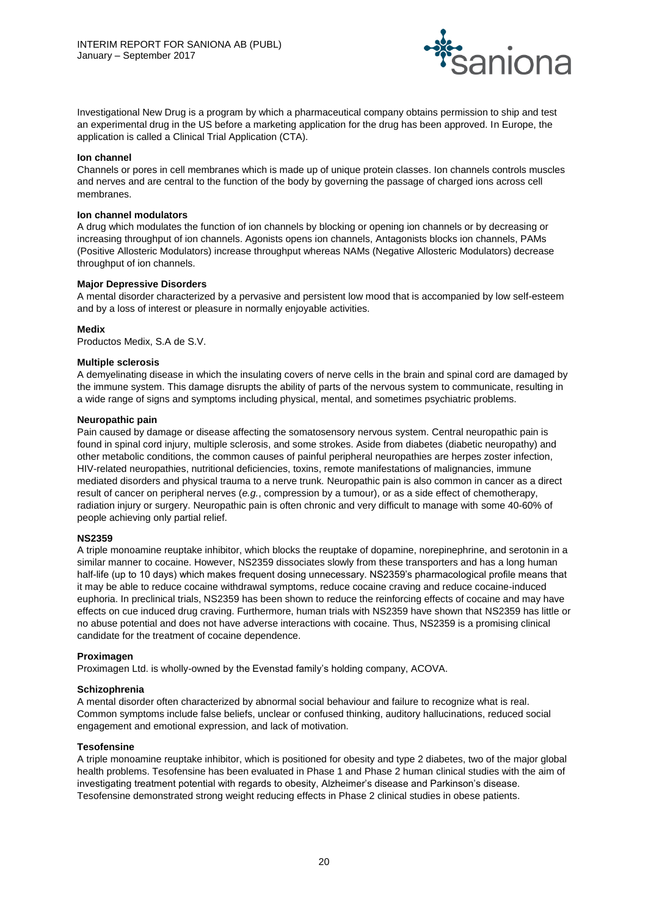Investigational New Drug is a program by which a pharmaceutical company obtains permission to ship and test an experimental drug in the US before a marketing application for the drug has been approved. In Europe, the application is called a Clinical Trial Application (CTA).

**Ion channel**

Channels or pores in cell membranes which is made up of unique protein classes. Ion channels controls muscles and nerves and are central to the function of the body by governing the passage of charged ions across cell membranes.

**Ion channel modulators**

A drug which modulates the function of ion channels by blocking or opening ion channels or by decreasing or increasing throughput of ion channels. Agonists opens ion channels, Antagonists blocks ion channels, PAMs (Positive Allosteric Modulators) increase throughput whereas NAMs (Negative Allosteric Modulators) decrease throughput of ion channels.

**Major Depressive Disorders**

A mental disorder characterized by a pervasive and persistent low mood that is accompanied by low self-esteem and by a loss of interest or pleasure in normally enjoyable activities.

**Medix**

Productos Medix, S.A de S.V.

**Multiple sclerosis**

A demyelinating disease in which the insulating covers of nerve cells in the brain and spinal cord are damaged by the immune system. This damage disrupts the ability of parts of the nervous system to communicate, resulting in a wide range of signs and symptoms including physical, mental, and sometimes psychiatric problems.

**Neuropathic pain**

Pain caused by damage or disease affecting the somatosensory nervous system. Central neuropathic pain is found in spinal cord injury, multiple sclerosis, and some strokes. Aside from diabetes (diabetic neuropathy) and other metabolic conditions, the common causes of painful peripheral neuropathies are herpes zoster infection, HIV-related neuropathies, nutritional deficiencies, toxins, remote manifestations of malignancies, immune mediated disorders and physical trauma to a nerve trunk. Neuropathic pain is also common in cancer as a direct result of cancer on peripheral nerves (*e.g.*, compression by a tumour), or as a side effect of chemotherapy, radiation injury or surgery. Neuropathic pain is often chronic and very difficult to manage with some 40-60% of people achieving only partial relief.

**NS2359**

A triple monoamine reuptake inhibitor, which blocks the reuptake of dopamine, norepinephrine, and serotonin in a similar manner to cocaine. However, NS2359 dissociates slowly from these transporters and has a long human half-life (up to 10 days) which makes frequent dosing unnecessary. NS2359's pharmacological profile means that it may be able to reduce cocaine withdrawal symptoms, reduce cocaine craving and reduce cocaine-induced euphoria. In preclinical trials, NS2359 has been shown to reduce the reinforcing effects of cocaine and may have effects on cue induced drug craving. Furthermore, human trials with NS2359 have shown that NS2359 has little or no abuse potential and does not have adverse interactions with cocaine. Thus, NS2359 is a promising clinical candidate for the treatment of cocaine dependence.

**Proximagen**

Proximagen Ltd. is wholly-owned by the Evenstad family's holding company, ACOVA.

**Schizophrenia**

A mental disorder often characterized by abnormal social behaviour and failure to recognize what is real. Common symptoms include false beliefs, unclear or confused thinking, auditory hallucinations, reduced social engagement and emotional expression, and lack of motivation.

**Tesofensine**

A triple monoamine reuptake inhibitor, which is positioned for obesity and type 2 diabetes, two of the major global health problems. Tesofensine has been evaluated in Phase 1 and Phase 2 human clinical studies with the aim of investigating treatment potential with regards to obesity, Alzheimer's disease and Parkinson's disease. Tesofensine demonstrated strong weight reducing effects in Phase 2 clinical studies in obese patients.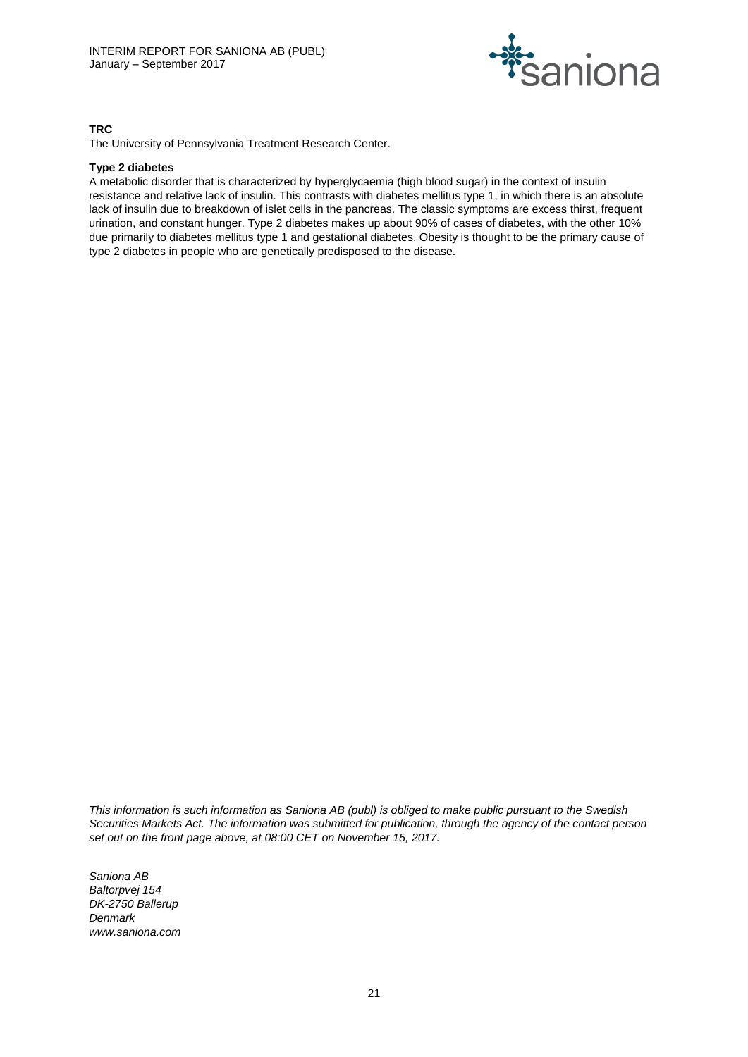**TRC**

The University of Pennsylvania Treatment Research Center.

**Type 2 diabetes**

A metabolic disorder that is characterized by hyperglycaemia (high blood sugar) in the context of insulin resistance and relative lack of insulin. This contrasts with diabetes mellitus type 1, in which there is an absolute lack of insulin due to breakdown of islet cells in the pancreas. The classic symptoms are excess thirst, frequent urination, and constant hunger. Type 2 diabetes makes up about 90% of cases of diabetes, with the other 10% due primarily to diabetes mellitus type 1 and gestational diabetes. Obesity is thought to be the primary cause of type 2 diabetes in people who are genetically predisposed to the disease.

*This information is such information as Saniona AB (publ) is obliged to make public pursuant to the Swedish Securities Markets Act. The information was submitted for publication, through the agency of the contact person set out on the front page above, at 08:00 CET on November 15, 2017.*

*Saniona AB*
*Baltorpvej 154*
*DK-2750 Ballerup*
*Denmark*
*www.saniona.com*